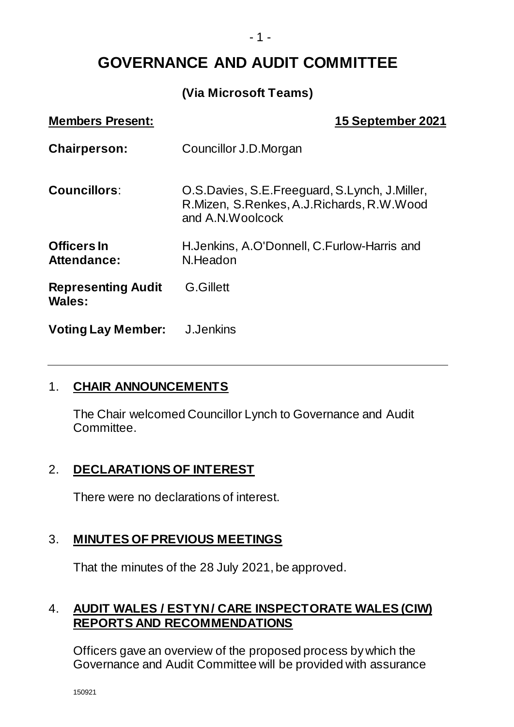# GOVERNANCE AND AUDIT COMMITTEE

**(Via Microsoft Teams)**

| **Members Present:** | **15 September 2021** |
|---|---|
| **Chairperson:** | Councillor J.D.Morgan |
| **Councillors:** | O.S.Davies, S.E.Freeguard, S.Lynch, J.Miller, R.Mizen, S.Renkes, A.J.Richards, R.W.Wood and A.N.Woolcock |
| **Officers In Attendance:** | H.Jenkins, A.O'Donnell, C.Furlow-Harris and N.Headon |
| **Representing Audit Wales:** | G.Gillett |
| **Voting Lay Member:** | J.Jenkins |

---

## 1. CHAIR ANNOUNCEMENTS

The Chair welcomed Councillor Lynch to Governance and Audit Committee.

## 2. DECLARATIONS OF INTEREST

There were no declarations of interest.

## 3. MINUTES OF PREVIOUS MEETINGS

That the minutes of the 28 July 2021, be approved.

## 4. AUDIT WALES / ESTYN / CARE INSPECTORATE WALES (CIW) REPORTS AND RECOMMENDATIONS

Officers gave an overview of the proposed process by which the Governance and Audit Committee will be provided with assurance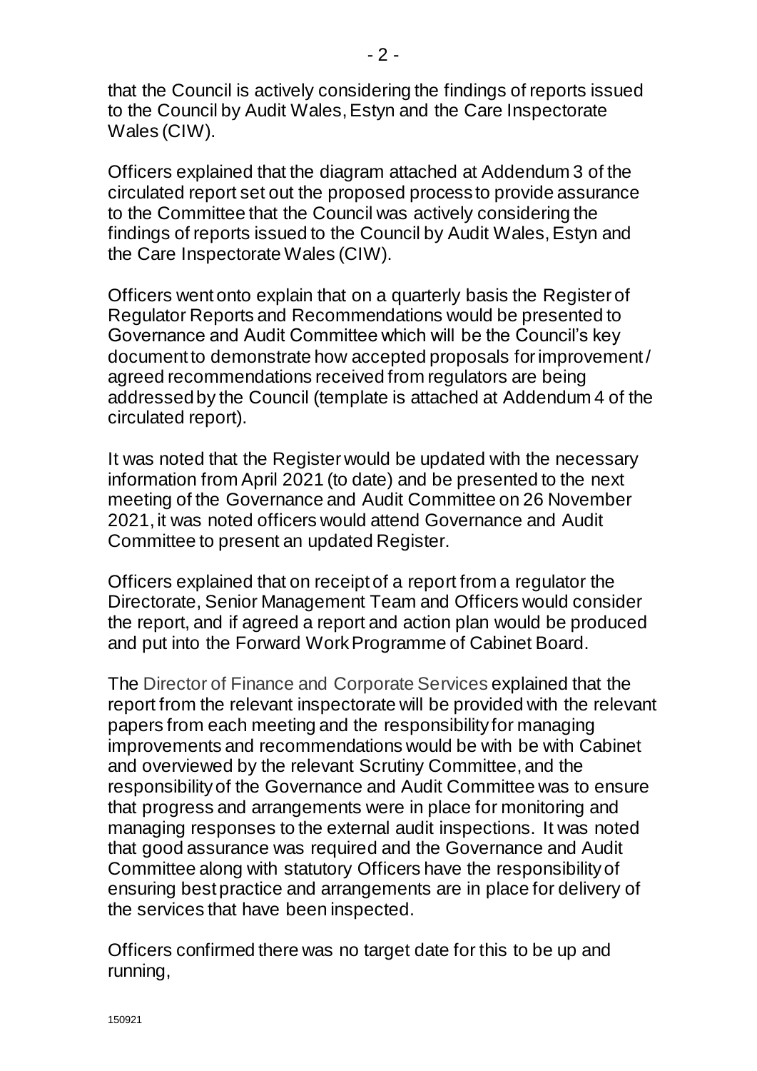that the Council is actively considering the findings of reports issued to the Council by Audit Wales, Estyn and the Care Inspectorate Wales (CIW).

Officers explained that the diagram attached at Addendum 3 of the circulated report set out the proposed process to provide assurance to the Committee that the Council was actively considering the findings of reports issued to the Council by Audit Wales, Estyn and the Care Inspectorate Wales (CIW).

Officers went onto explain that on a quarterly basis the Register of Regulator Reports and Recommendations would be presented to Governance and Audit Committee which will be the Council's key document to demonstrate how accepted proposals for improvement / agreed recommendations received from regulators are being addressed by the Council (template is attached at Addendum 4 of the circulated report).

It was noted that the Register would be updated with the necessary information from April 2021 (to date) and be presented to the next meeting of the Governance and Audit Committee on 26 November 2021, it was noted officers would attend Governance and Audit Committee to present an updated Register.

Officers explained that on receipt of a report from a regulator the Directorate, Senior Management Team and Officers would consider the report, and if agreed a report and action plan would be produced and put into the Forward Work Programme of Cabinet Board.

The Director of Finance and Corporate Services explained that the report from the relevant inspectorate will be provided with the relevant papers from each meeting and the responsibility for managing improvements and recommendations would be with be with Cabinet and overviewed by the relevant Scrutiny Committee, and the responsibility of the Governance and Audit Committee was to ensure that progress and arrangements were in place for monitoring and managing responses to the external audit inspections. It was noted that good assurance was required and the Governance and Audit Committee along with statutory Officers have the responsibility of ensuring best practice and arrangements are in place for delivery of the services that have been inspected.

Officers confirmed there was no target date for this to be up and running,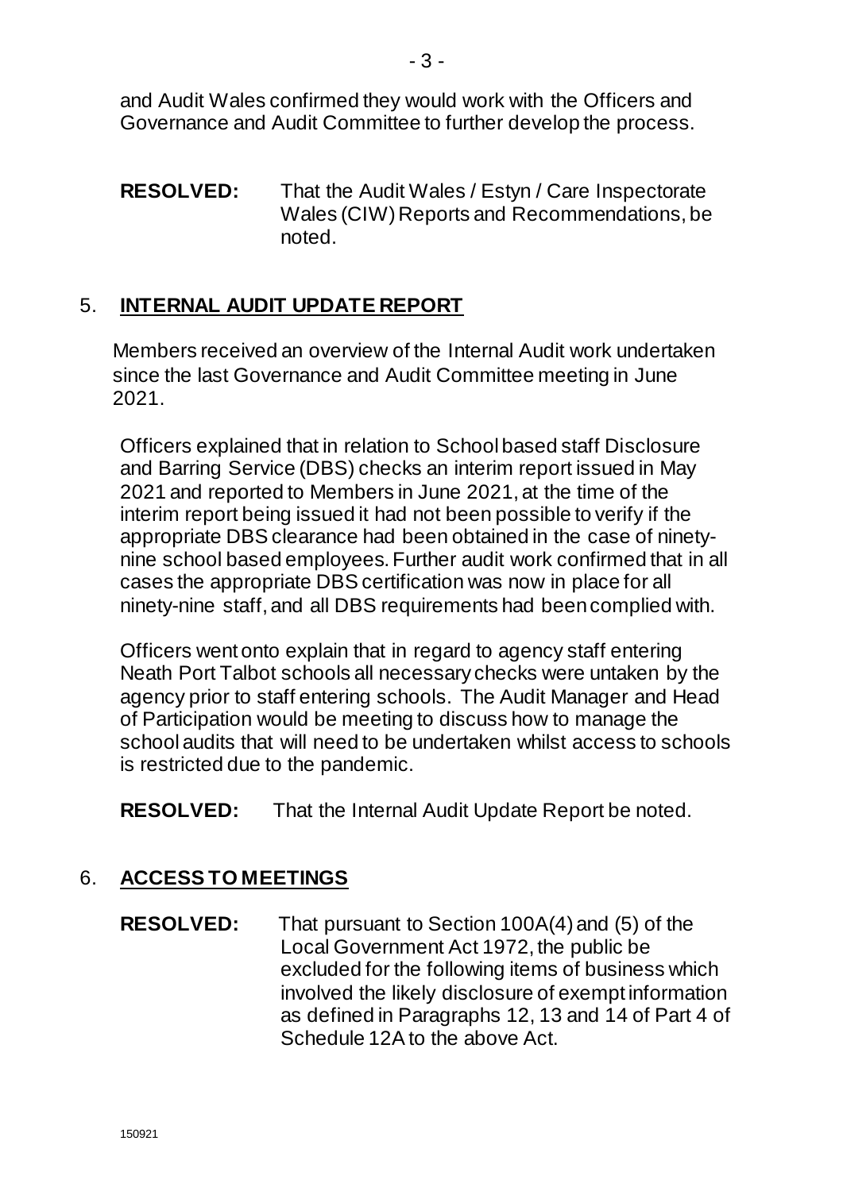and Audit Wales confirmed they would work with the Officers and Governance and Audit Committee to further develop the process.

**RESOLVED:** That the Audit Wales / Estyn / Care Inspectorate Wales (CIW) Reports and Recommendations, be noted.

## 5. INTERNAL AUDIT UPDATE REPORT

Members received an overview of the Internal Audit work undertaken since the last Governance and Audit Committee meeting in June 2021.

Officers explained that in relation to School based staff Disclosure and Barring Service (DBS) checks an interim report issued in May 2021 and reported to Members in June 2021, at the time of the interim report being issued it had not been possible to verify if the appropriate DBS clearance had been obtained in the case of ninety-nine school based employees. Further audit work confirmed that in all cases the appropriate DBS certification was now in place for all ninety-nine staff, and all DBS requirements had been complied with.

Officers went onto explain that in regard to agency staff entering Neath Port Talbot schools all necessary checks were untaken by the agency prior to staff entering schools. The Audit Manager and Head of Participation would be meeting to discuss how to manage the school audits that will need to be undertaken whilst access to schools is restricted due to the pandemic.

**RESOLVED:** That the Internal Audit Update Report be noted.

## 6. ACCESS TO MEETINGS

**RESOLVED:** That pursuant to Section 100A(4) and (5) of the Local Government Act 1972, the public be excluded for the following items of business which involved the likely disclosure of exempt information as defined in Paragraphs 12, 13 and 14 of Part 4 of Schedule 12A to the above Act.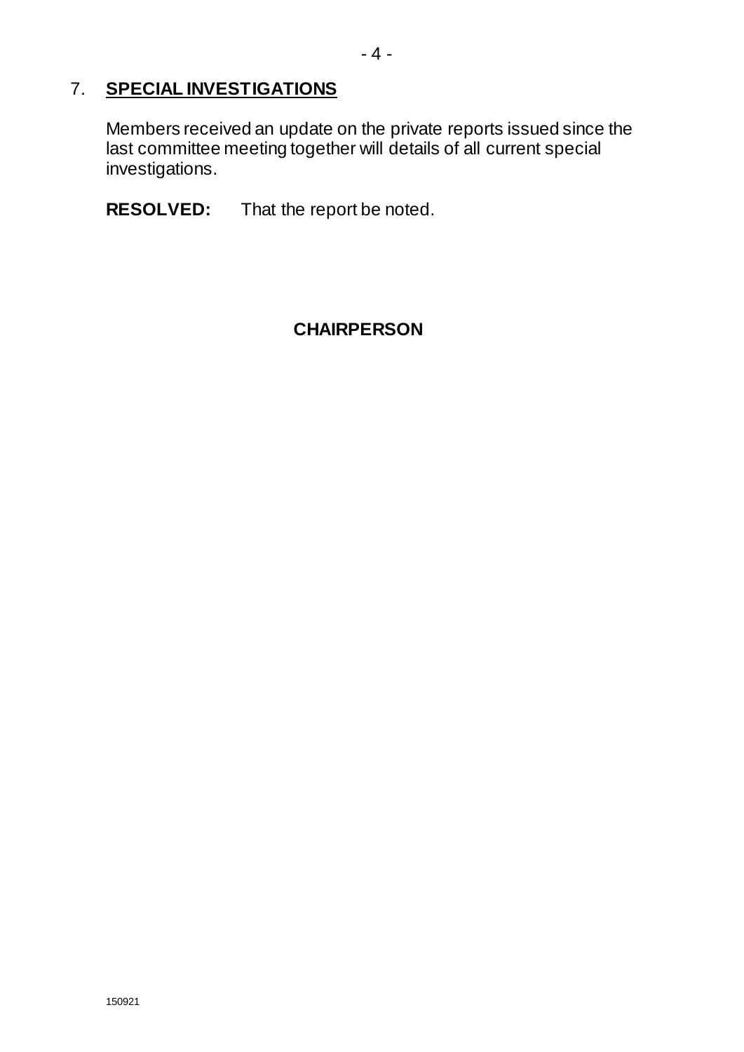## 7. **SPECIAL INVESTIGATIONS**

Members received an update on the private reports issued since the last committee meeting together will details of all current special investigations.

**RESOLVED:** That the report be noted.

**CHAIRPERSON**

150921